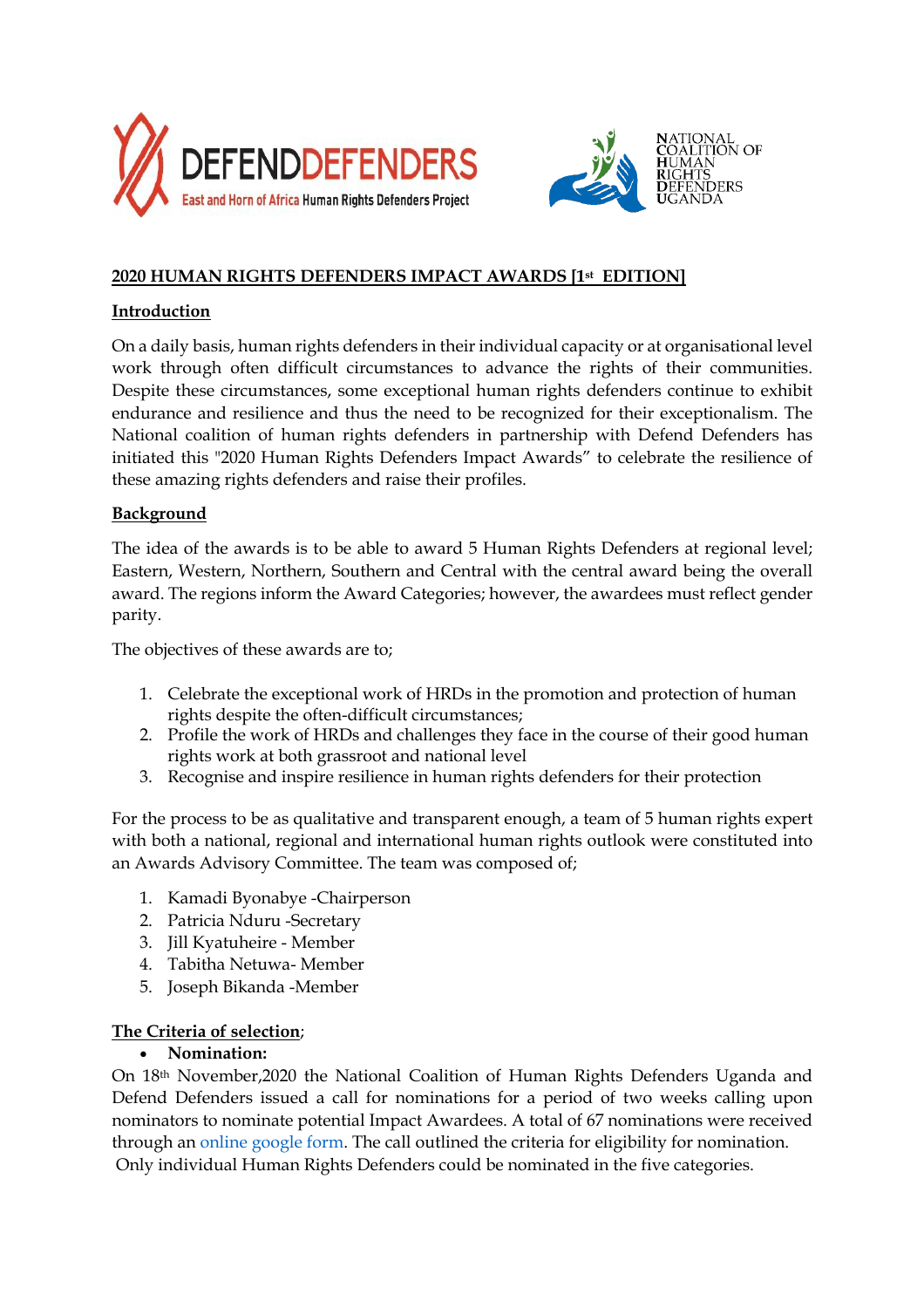## 2020 HUMAN RIGHTS DEFENDERS IMPACT AWARDS [1st EDITION]

### Introduction

On a daily basis, human rights defenders in their individual capacity or at organisational level work through often difficult circumstances to advance the rights of their communities. Despite these circumstances, some exceptional human rights defenders continue to exhibit endurance and resilience and thus the need to be recognized for their exceptionalism. The National coalition of human rights defenders in partnership with Defend Defenders has initiated this "2020 Human Rights Defenders Impact Awards" to celebrate the resilience of these amazing rights defenders and raise their profiles.

### Background

The idea of the awards is to be able to award 5 Human Rights Defenders at regional level; Eastern, Western, Northern, Southern and Central with the central award being the overall award. The regions inform the Award Categories; however, the awardees must reflect gender parity.

The objectives of these awards are to;

1. Celebrate the exceptional work of HRDs in the promotion and protection of human rights despite the often-difficult circumstances;
2. Profile the work of HRDs and challenges they face in the course of their good human rights work at both grassroot and national level
3. Recognise and inspire resilience in human rights defenders for their protection

For the process to be as qualitative and transparent enough, a team of 5 human rights expert with both a national, regional and international human rights outlook were constituted into an Awards Advisory Committee. The team was composed of;

1. Kamadi Byonabye -Chairperson
2. Patricia Nduru -Secretary
3. Jill Kyatuheire - Member
4. Tabitha Netuwa- Member
5. Joseph Bikanda -Member

### The Criteria of selection;

- **Nomination:**

On 18th November,2020 the National Coalition of Human Rights Defenders Uganda and Defend Defenders issued a call for nominations for a period of two weeks calling upon nominators to nominate potential Impact Awardees. A total of 67 nominations were received through an online google form. The call outlined the criteria for eligibility for nomination. Only individual Human Rights Defenders could be nominated in the five categories.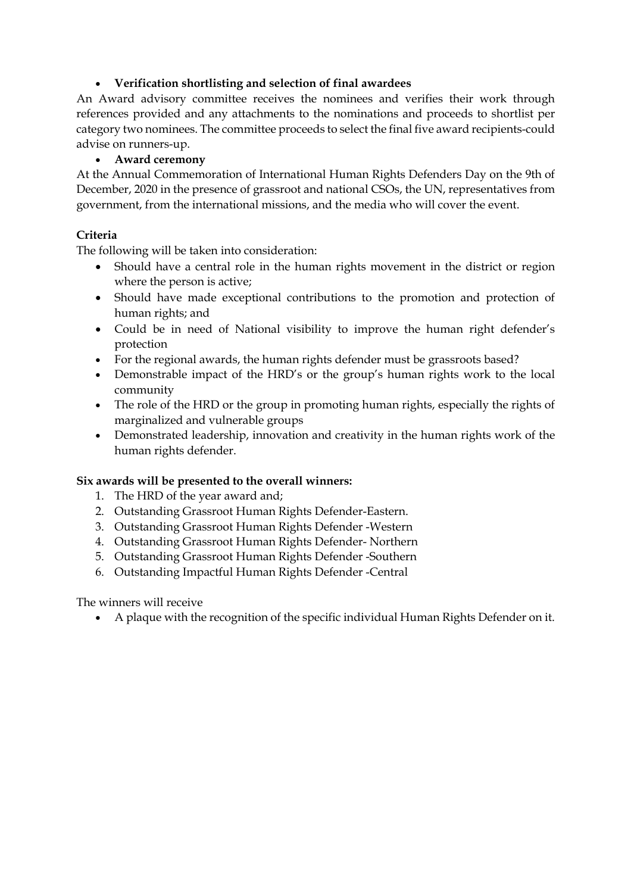- **Verification shortlisting and selection of final awardees**

An Award advisory committee receives the nominees and verifies their work through references provided and any attachments to the nominations and proceeds to shortlist per category two nominees. The committee proceeds to select the final five award recipients-could advise on runners-up.

- **Award ceremony**

At the Annual Commemoration of International Human Rights Defenders Day on the 9th of December, 2020 in the presence of grassroot and national CSOs, the UN, representatives from government, from the international missions, and the media who will cover the event.

**Criteria**

The following will be taken into consideration:

- Should have a central role in the human rights movement in the district or region where the person is active;
- Should have made exceptional contributions to the promotion and protection of human rights; and
- Could be in need of National visibility to improve the human right defender's protection
- For the regional awards, the human rights defender must be grassroots based?
- Demonstrable impact of the HRD's or the group's human rights work to the local community
- The role of the HRD or the group in promoting human rights, especially the rights of marginalized and vulnerable groups
- Demonstrated leadership, innovation and creativity in the human rights work of the human rights defender.

**Six awards will be presented to the overall winners:**

1. The HRD of the year award and;
2. Outstanding Grassroot Human Rights Defender-Eastern.
3. Outstanding Grassroot Human Rights Defender -Western
4. Outstanding Grassroot Human Rights Defender- Northern
5. Outstanding Grassroot Human Rights Defender -Southern
6. Outstanding Impactful Human Rights Defender -Central

The winners will receive

- A plaque with the recognition of the specific individual Human Rights Defender on it.